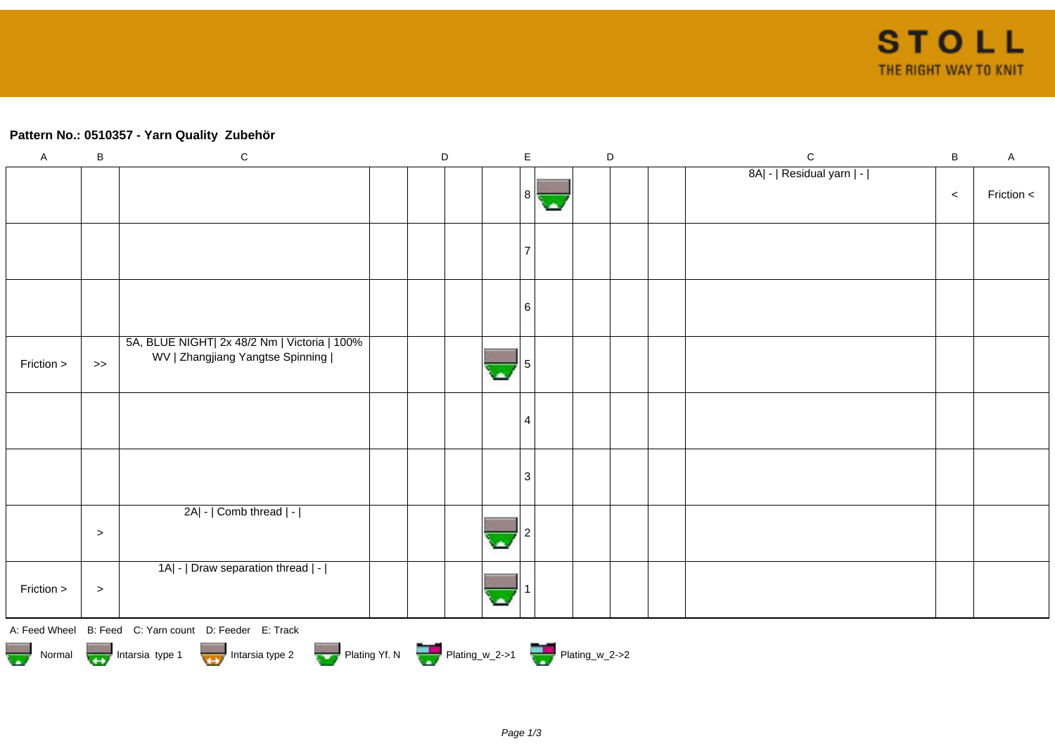**Pattern No.: 0510357 - Yarn Quality Zubehör**

| A | B | C | D | D | D | D | E | D | D | D | D | C | B | A |
|---|---|---|---|---|---|---|---|---|---|---|---|---|---|---|
| | | | | | | | 8 | | | | | 8A\| - \| Residual yarn \| - \| | < | Friction < |
| | | | | | | | 7 | | | | | | | |
| | | | | | | | 6 | | | | | | | |
| Friction > | >> | 5A, BLUE NIGHT\| 2x 48/2 Nm \| Victoria \| 100% WV \| Zhangjiang Yangtse Spinning \| | | | | | 5 | | | | | | | |
| | | | | | | | 4 | | | | | | | |
| | | | | | | | 3 | | | | | | | |
| | > | 2A\| - \| Comb thread \| - \| | | | | | 2 | | | | | | | |
| Friction > | > | 1A\| - \| Draw separation thread \| - \| | | | | | 1 | | | | | | | |

A: Feed Wheel B: Feed C: Yarn count D: Feeder E: Track

Normal Intarsia type 1 Intarsia type 2 Plating Yf. N Plating_w_2->1 Plating_w_2->2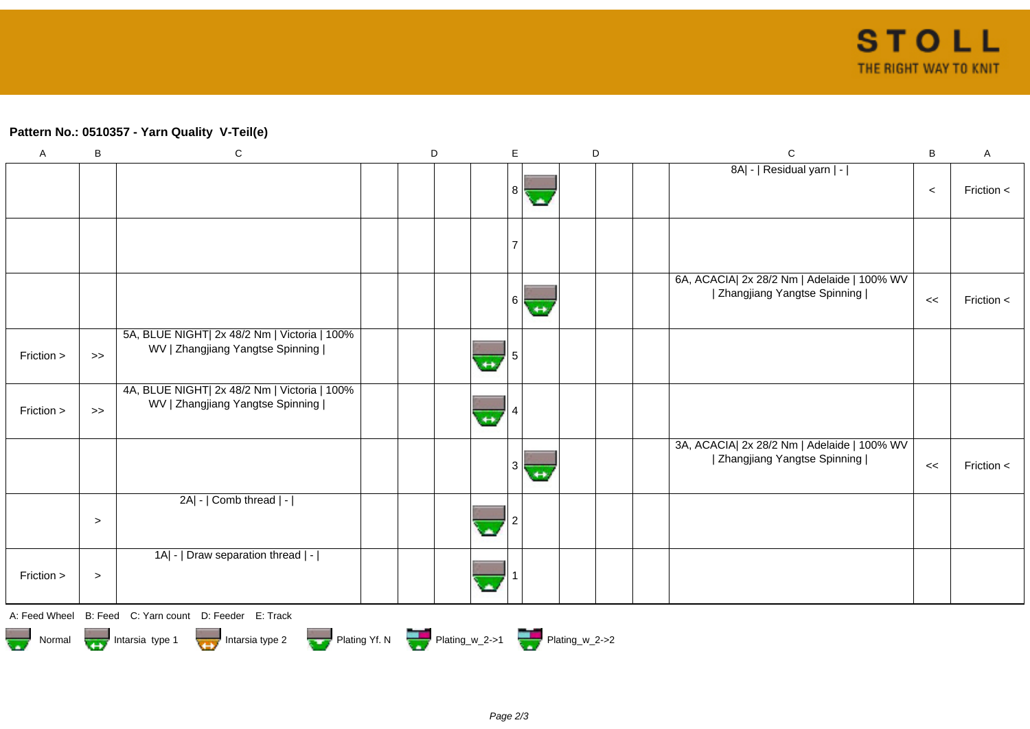## Pattern No.: 0510357 - Yarn Quality  V-Teil(e)

| A | B | C | D | D | D | D | E | D | D | D | D | C | B | A |
|---|---|---|---|---|---|---|---|---|---|---|---|---|---|---|
| | | | | | | | 8 | | | | | 8A\| - \| Residual yarn \| - \| | < | Friction < |
| | | | | | | | 7 | | | | | | | |
| | | | | | | | 6 | | | | | 6A, ACACIA\| 2x 28/2 Nm \| Adelaide \| 100% WV \| Zhangjiang Yangtse Spinning \| | << | Friction < |
| Friction > | >> | 5A, BLUE NIGHT\| 2x 48/2 Nm \| Victoria \| 100% WV \| Zhangjiang Yangtse Spinning \| | | | | | 5 | | | | | | | |
| Friction > | >> | 4A, BLUE NIGHT\| 2x 48/2 Nm \| Victoria \| 100% WV \| Zhangjiang Yangtse Spinning \| | | | | | 4 | | | | | | | |
| | | | | | | | 3 | | | | | 3A, ACACIA\| 2x 28/2 Nm \| Adelaide \| 100% WV \| Zhangjiang Yangtse Spinning \| | << | Friction < |
| | > | 2A\| - \| Comb thread \| - \| | | | | | 2 | | | | | | | |
| Friction > | > | 1A\| - \| Draw separation thread \| - \| | | | | | 1 | | | | | | | |

A: Feed Wheel  B: Feed  C: Yarn count  D: Feeder  E: Track

Normal  Intarsia type 1  Intarsia type 2  Plating Yf. N  Plating_w_2->1  Plating_w_2->2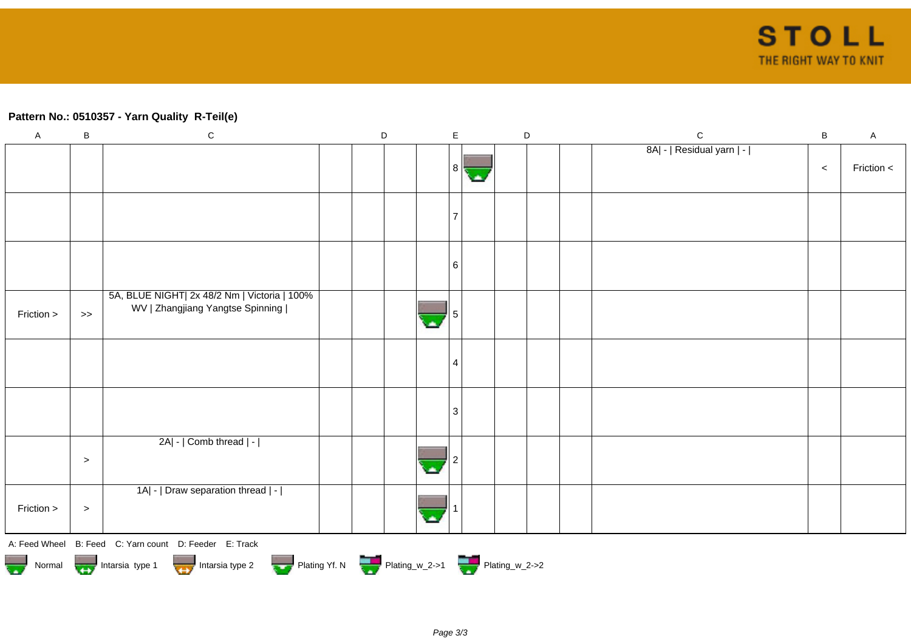**Pattern No.: 0510357 - Yarn Quality  R-Teil(e)**

| A | B | C | D | D | D | D | E | D | D | D | D | C | B | A |
|---|---|---|---|---|---|---|---|---|---|---|---|---|---|---|
| | | | | | | | 8 | | | | | 8A\| - \| Residual yarn \| - \| | < | Friction < |
| | | | | | | | 7 | | | | | | | |
| | | | | | | | 6 | | | | | | | |
| Friction > | >> | 5A, BLUE NIGHT\| 2x 48/2 Nm \| Victoria \| 100% WV \| Zhangjiang Yangtse Spinning \| | | | | | 5 | | | | | | | |
| | | | | | | | 4 | | | | | | | |
| | | | | | | | 3 | | | | | | | |
| | > | 2A\| - \| Comb thread \| - \| | | | | | 2 | | | | | | | |
| Friction > | > | 1A\| - \| Draw separation thread \| - \| | | | | | 1 | | | | | | | |

A: Feed Wheel   B: Feed   C: Yarn count   D: Feeder   E: Track

Normal   Intarsia  type 1   Intarsia  type 2   Plating Yf. N   Plating_w_2->1   Plating_w_2->2